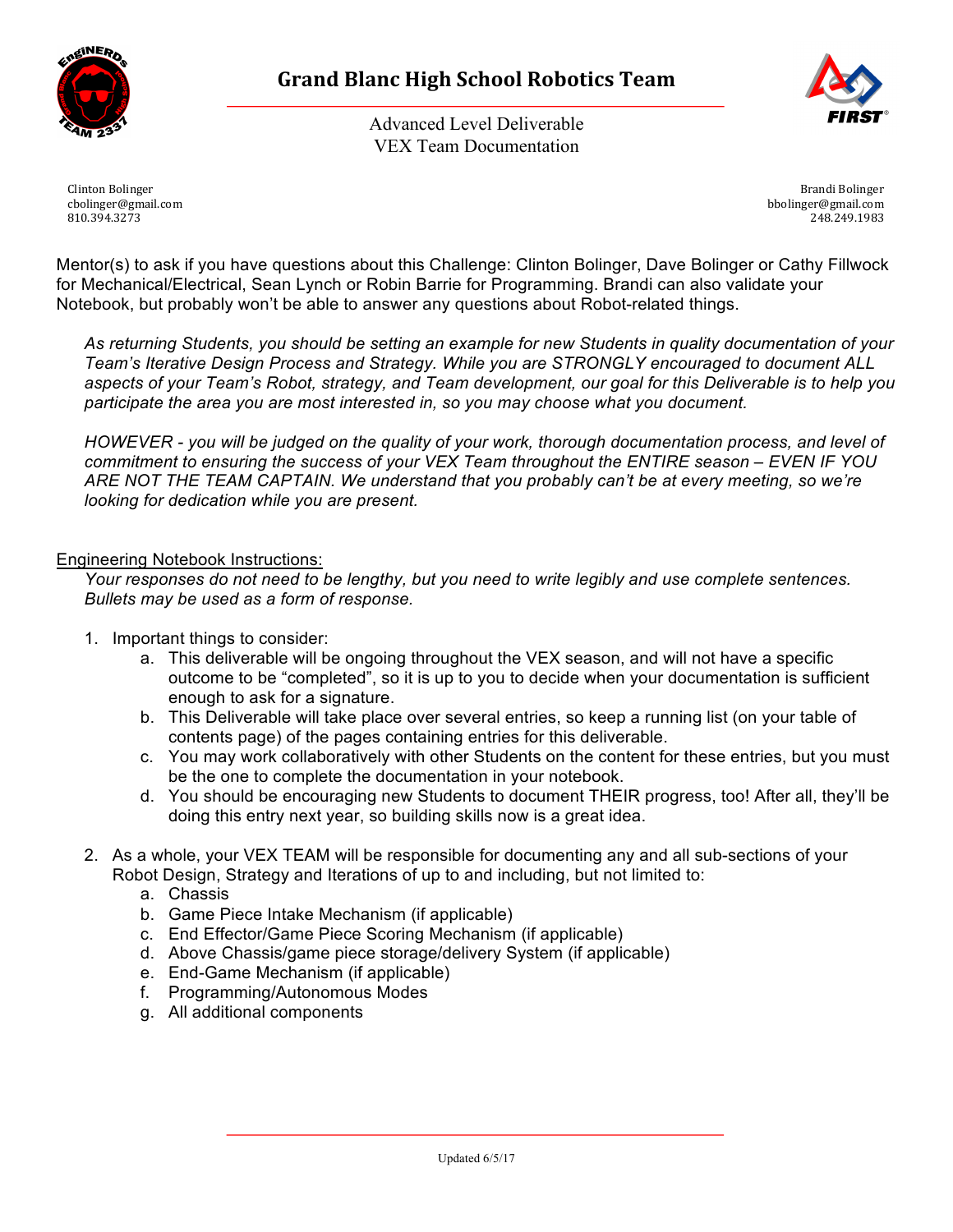# Grand Blanc High School Robotics Team

Advanced Level Deliverable
VEX Team Documentation

Clinton Bolinger
cbolinger@gmail.com
810.394.3273

Brandi Bolinger
bbolinger@gmail.com
248.249.1983

Mentor(s) to ask if you have questions about this Challenge: Clinton Bolinger, Dave Bolinger or Cathy Fillwock for Mechanical/Electrical, Sean Lynch or Robin Barrie for Programming. Brandi can also validate your Notebook, but probably won't be able to answer any questions about Robot-related things.

*As returning Students, you should be setting an example for new Students in quality documentation of your Team's Iterative Design Process and Strategy. While you are STRONGLY encouraged to document ALL aspects of your Team's Robot, strategy, and Team development, our goal for this Deliverable is to help you participate the area you are most interested in, so you may choose what you document.*

*HOWEVER - you will be judged on the quality of your work, thorough documentation process, and level of commitment to ensuring the success of your VEX Team throughout the ENTIRE season – EVEN IF YOU ARE NOT THE TEAM CAPTAIN. We understand that you probably can't be at every meeting, so we're looking for dedication while you are present.*

<u>Engineering Notebook Instructions:</u>

*Your responses do not need to be lengthy, but you need to write legibly and use complete sentences. Bullets may be used as a form of response.*

1. Important things to consider:
    a. This deliverable will be ongoing throughout the VEX season, and will not have a specific outcome to be "completed", so it is up to you to decide when your documentation is sufficient enough to ask for a signature.
    b. This Deliverable will take place over several entries, so keep a running list (on your table of contents page) of the pages containing entries for this deliverable.
    c. You may work collaboratively with other Students on the content for these entries, but you must be the one to complete the documentation in your notebook.
    d. You should be encouraging new Students to document THEIR progress, too! After all, they'll be doing this entry next year, so building skills now is a great idea.

2. As a whole, your VEX TEAM will be responsible for documenting any and all sub-sections of your Robot Design, Strategy and Iterations of up to and including, but not limited to:
    a. Chassis
    b. Game Piece Intake Mechanism (if applicable)
    c. End Effector/Game Piece Scoring Mechanism (if applicable)
    d. Above Chassis/game piece storage/delivery System (if applicable)
    e. End-Game Mechanism (if applicable)
    f. Programming/Autonomous Modes
    g. All additional components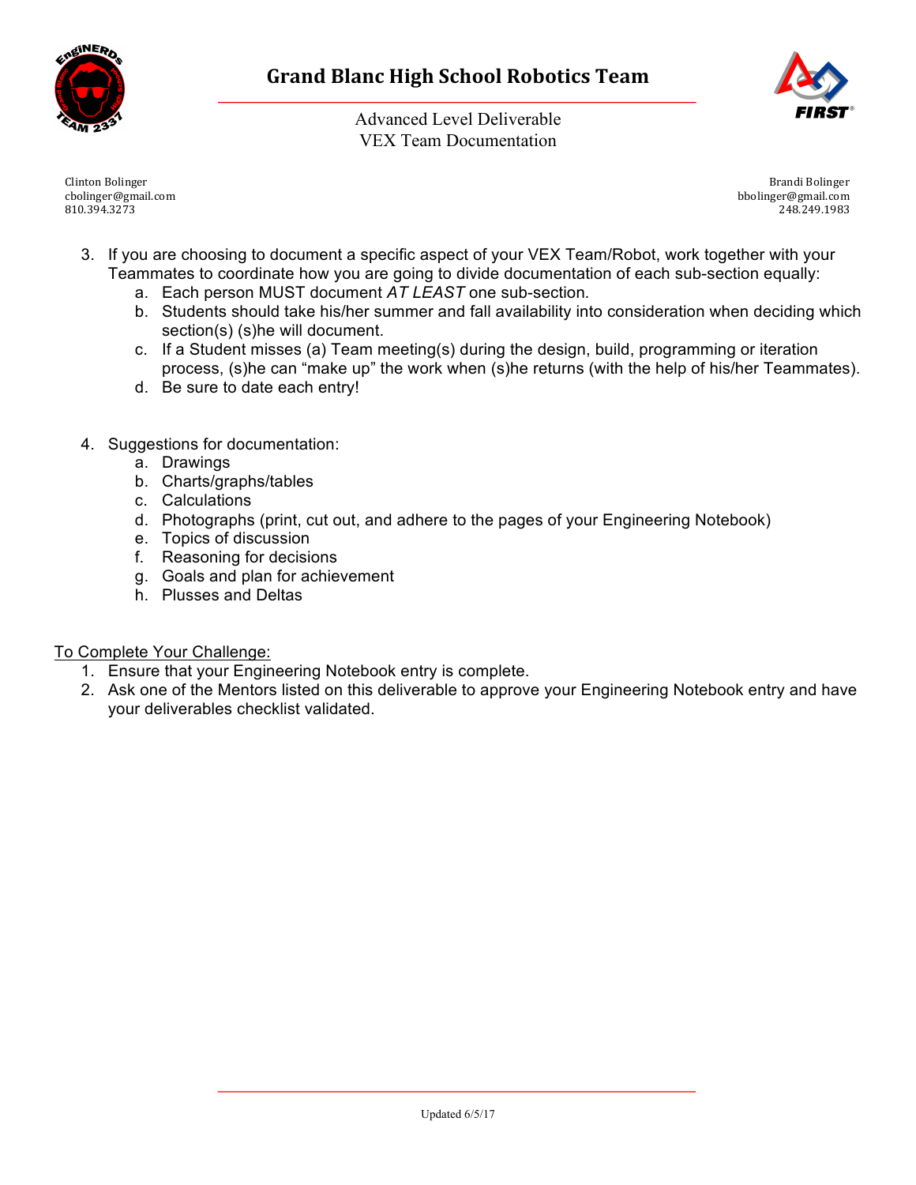# Grand Blanc High School Robotics Team

Advanced Level Deliverable
VEX Team Documentation

Clinton Bolinger
cbolinger@gmail.com
810.394.3273

Brandi Bolinger
bbolinger@gmail.com
248.249.1983

3. If you are choosing to document a specific aspect of your VEX Team/Robot, work together with your Teammates to coordinate how you are going to divide documentation of each sub-section equally:
   a. Each person MUST document *AT LEAST* one sub-section.
   b. Students should take his/her summer and fall availability into consideration when deciding which section(s) (s)he will document.
   c. If a Student misses (a) Team meeting(s) during the design, build, programming or iteration process, (s)he can "make up" the work when (s)he returns (with the help of his/her Teammates).
   d. Be sure to date each entry!

4. Suggestions for documentation:
   a. Drawings
   b. Charts/graphs/tables
   c. Calculations
   d. Photographs (print, cut out, and adhere to the pages of your Engineering Notebook)
   e. Topics of discussion
   f. Reasoning for decisions
   g. Goals and plan for achievement
   h. Plusses and Deltas

<u>To Complete Your Challenge:</u>

1. Ensure that your Engineering Notebook entry is complete.
2. Ask one of the Mentors listed on this deliverable to approve your Engineering Notebook entry and have your deliverables checklist validated.